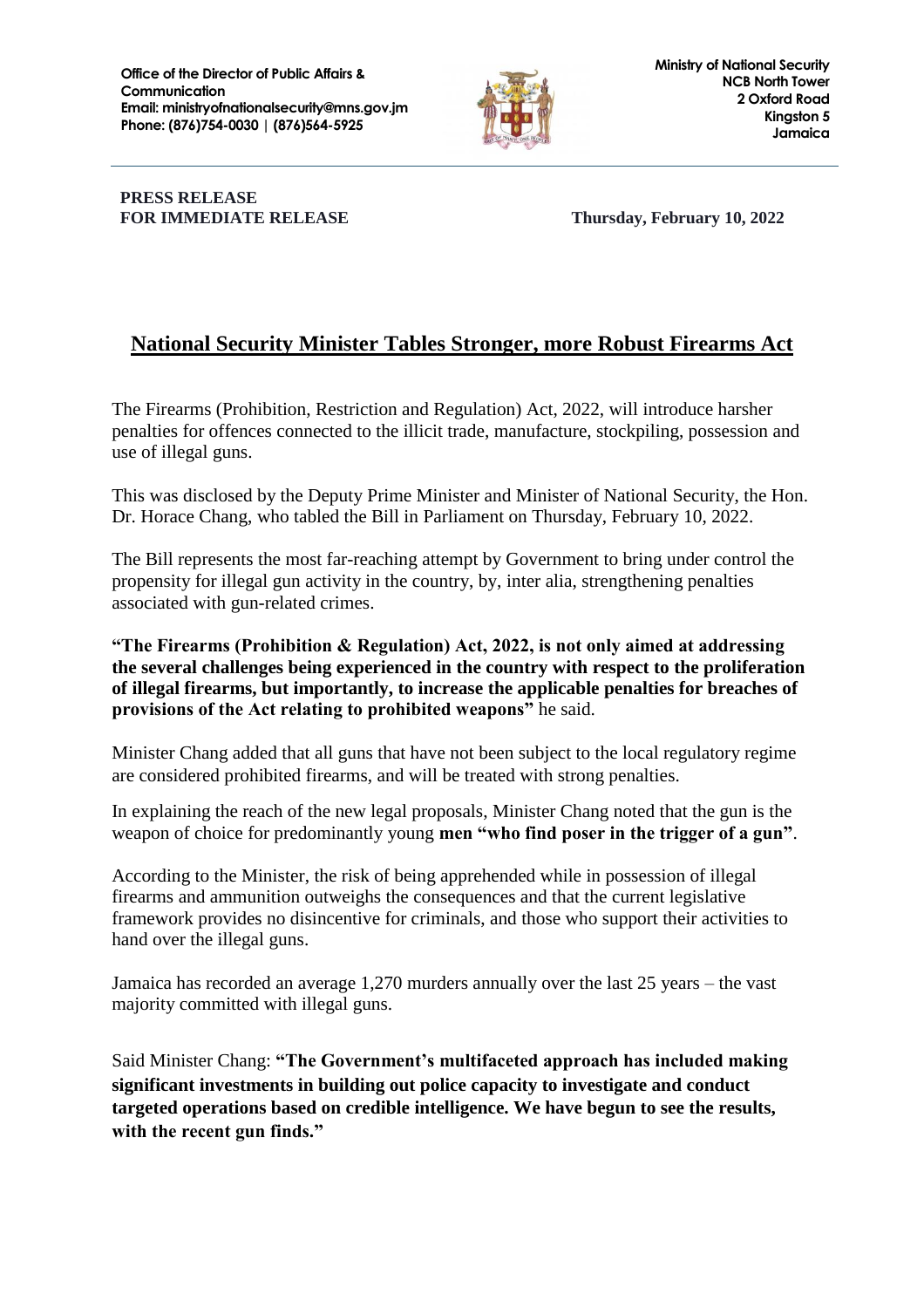**Office of the Director of Public Affairs & Communication**
**Email: ministryofnationalsecurity@mns.gov.jm**
**Phone: (876)754-0030 | (876)564-5925**

**Ministry of National Security**
**NCB North Tower**
**2 Oxford Road**
**Kingston 5**
**Jamaica**

**PRESS RELEASE**
**FOR IMMEDIATE RELEASE** **Thursday, February 10, 2022**

# National Security Minister Tables Stronger, more Robust Firearms Act

The Firearms (Prohibition, Restriction and Regulation) Act, 2022, will introduce harsher penalties for offences connected to the illicit trade, manufacture, stockpiling, possession and use of illegal guns.

This was disclosed by the Deputy Prime Minister and Minister of National Security, the Hon. Dr. Horace Chang, who tabled the Bill in Parliament on Thursday, February 10, 2022.

The Bill represents the most far-reaching attempt by Government to bring under control the propensity for illegal gun activity in the country, by, inter alia, strengthening penalties associated with gun-related crimes.

**"The Firearms (Prohibition & Regulation) Act, 2022, is not only aimed at addressing the several challenges being experienced in the country with respect to the proliferation of illegal firearms, but importantly, to increase the applicable penalties for breaches of provisions of the Act relating to prohibited weapons"** he said.

Minister Chang added that all guns that have not been subject to the local regulatory regime are considered prohibited firearms, and will be treated with strong penalties.

In explaining the reach of the new legal proposals, Minister Chang noted that the gun is the weapon of choice for predominantly young **men "who find poser in the trigger of a gun"**.

According to the Minister, the risk of being apprehended while in possession of illegal firearms and ammunition outweighs the consequences and that the current legislative framework provides no disincentive for criminals, and those who support their activities to hand over the illegal guns.

Jamaica has recorded an average 1,270 murders annually over the last 25 years – the vast majority committed with illegal guns.

Said Minister Chang: **"The Government's multifaceted approach has included making significant investments in building out police capacity to investigate and conduct targeted operations based on credible intelligence. We have begun to see the results, with the recent gun finds."**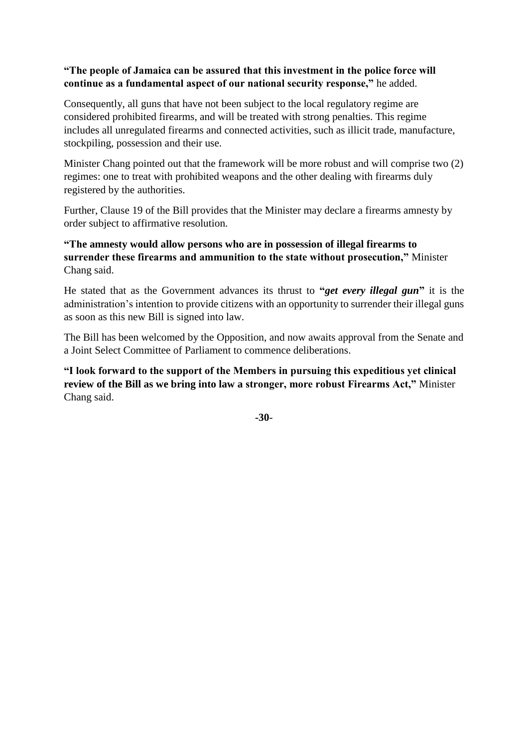**"The people of Jamaica can be assured that this investment in the police force will continue as a fundamental aspect of our national security response,"** he added.

Consequently, all guns that have not been subject to the local regulatory regime are considered prohibited firearms, and will be treated with strong penalties. This regime includes all unregulated firearms and connected activities, such as illicit trade, manufacture, stockpiling, possession and their use.

Minister Chang pointed out that the framework will be more robust and will comprise two (2) regimes: one to treat with prohibited weapons and the other dealing with firearms duly registered by the authorities.

Further, Clause 19 of the Bill provides that the Minister may declare a firearms amnesty by order subject to affirmative resolution.

**"The amnesty would allow persons who are in possession of illegal firearms to surrender these firearms and ammunition to the state without prosecution,"** Minister Chang said.

He stated that as the Government advances its thrust to **"*get every illegal gun*"** it is the administration's intention to provide citizens with an opportunity to surrender their illegal guns as soon as this new Bill is signed into law.

The Bill has been welcomed by the Opposition, and now awaits approval from the Senate and a Joint Select Committee of Parliament to commence deliberations.

**"I look forward to the support of the Members in pursuing this expeditious yet clinical review of the Bill as we bring into law a stronger, more robust Firearms Act,"** Minister Chang said.

**-30-**